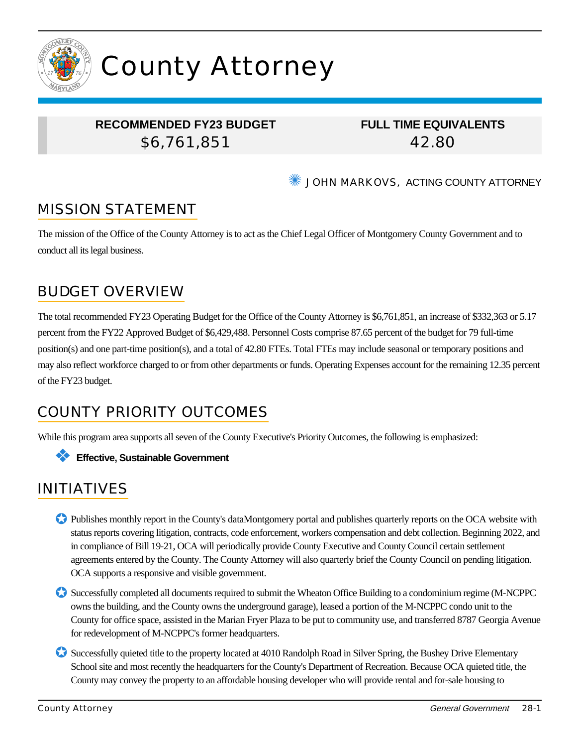# County Attorney

| RECOMMENDED FY23 BUDGET | FULL TIME EQUIVALENTS |
|---|---|
| $6,761,851 | 42.80 |

JOHN MARKOVS, ACTING COUNTY ATTORNEY

## MISSION STATEMENT

The mission of the Office of the County Attorney is to act as the Chief Legal Officer of Montgomery County Government and to conduct all its legal business.

## BUDGET OVERVIEW

The total recommended FY23 Operating Budget for the Office of the County Attorney is $6,761,851, an increase of $332,363 or 5.17 percent from the FY22 Approved Budget of $6,429,488. Personnel Costs comprise 87.65 percent of the budget for 79 full-time position(s) and one part-time position(s), and a total of 42.80 FTEs. Total FTEs may include seasonal or temporary positions and may also reflect workforce charged to or from other departments or funds. Operating Expenses account for the remaining 12.35 percent of the FY23 budget.

## COUNTY PRIORITY OUTCOMES

While this program area supports all seven of the County Executive's Priority Outcomes, the following is emphasized:

- **Effective, Sustainable Government**

## INITIATIVES

- Publishes monthly report in the County's dataMontgomery portal and publishes quarterly reports on the OCA website with status reports covering litigation, contracts, code enforcement, workers compensation and debt collection. Beginning 2022, and in compliance of Bill 19-21, OCA will periodically provide County Executive and County Council certain settlement agreements entered by the County. The County Attorney will also quarterly brief the County Council on pending litigation. OCA supports a responsive and visible government.

- Successfully completed all documents required to submit the Wheaton Office Building to a condominium regime (M-NCPPC owns the building, and the County owns the underground garage), leased a portion of the M-NCPPC condo unit to the County for office space, assisted in the Marian Fryer Plaza to be put to community use, and transferred 8787 Georgia Avenue for redevelopment of M-NCPPC's former headquarters.

- Successfully quieted title to the property located at 4010 Randolph Road in Silver Spring, the Bushey Drive Elementary School site and most recently the headquarters for the County's Department of Recreation. Because OCA quieted title, the County may convey the property to an affordable housing developer who will provide rental and for-sale housing to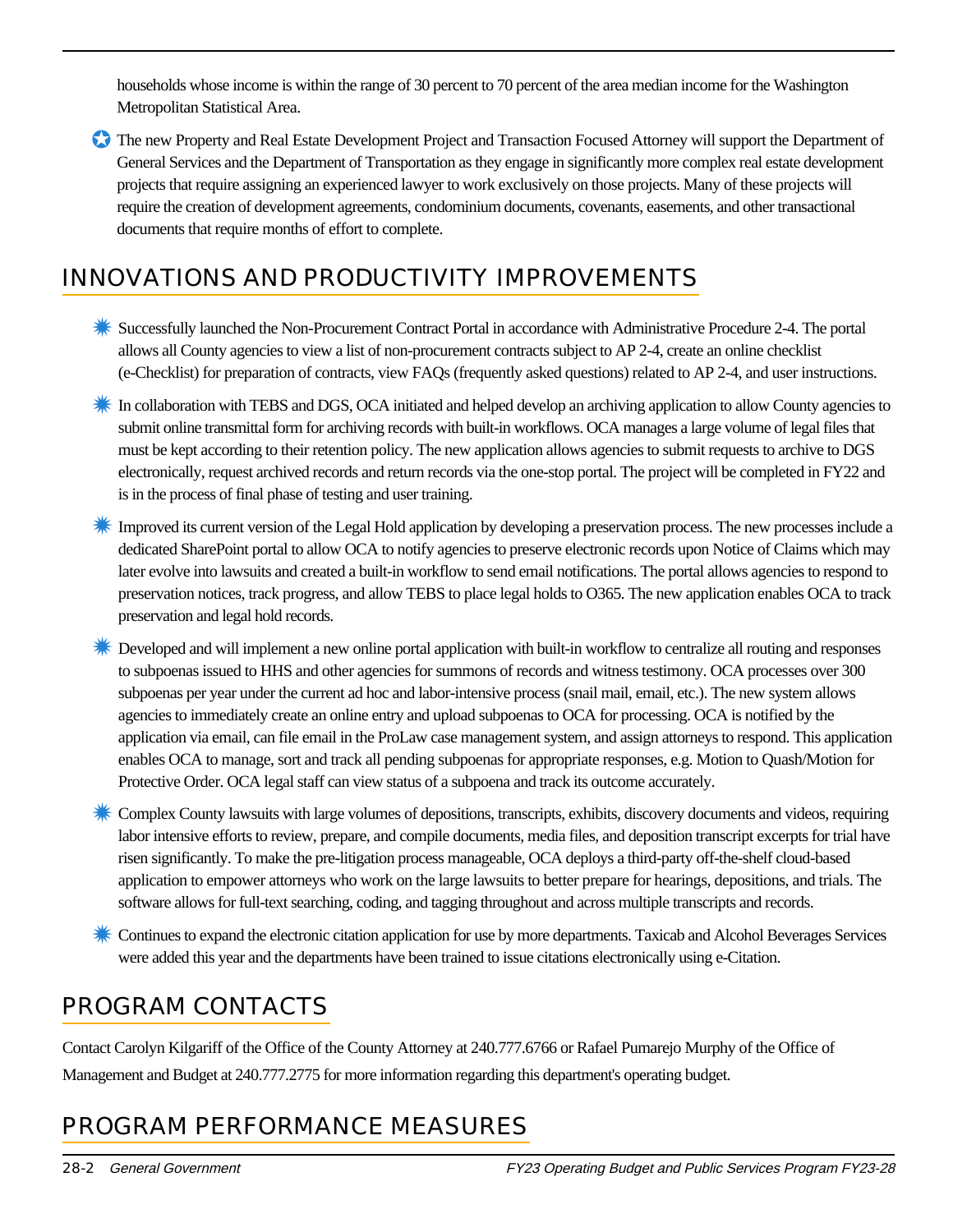households whose income is within the range of 30 percent to 70 percent of the area median income for the Washington Metropolitan Statistical Area.

- The new Property and Real Estate Development Project and Transaction Focused Attorney will support the Department of General Services and the Department of Transportation as they engage in significantly more complex real estate development projects that require assigning an experienced lawyer to work exclusively on those projects. Many of these projects will require the creation of development agreements, condominium documents, covenants, easements, and other transactional documents that require months of effort to complete.

## INNOVATIONS AND PRODUCTIVITY IMPROVEMENTS

- Successfully launched the Non-Procurement Contract Portal in accordance with Administrative Procedure 2-4. The portal allows all County agencies to view a list of non-procurement contracts subject to AP 2-4, create an online checklist (e-Checklist) for preparation of contracts, view FAQs (frequently asked questions) related to AP 2-4, and user instructions.

- In collaboration with TEBS and DGS, OCA initiated and helped develop an archiving application to allow County agencies to submit online transmittal form for archiving records with built-in workflows. OCA manages a large volume of legal files that must be kept according to their retention policy. The new application allows agencies to submit requests to archive to DGS electronically, request archived records and return records via the one-stop portal. The project will be completed in FY22 and is in the process of final phase of testing and user training.

- Improved its current version of the Legal Hold application by developing a preservation process. The new processes include a dedicated SharePoint portal to allow OCA to notify agencies to preserve electronic records upon Notice of Claims which may later evolve into lawsuits and created a built-in workflow to send email notifications. The portal allows agencies to respond to preservation notices, track progress, and allow TEBS to place legal holds to O365. The new application enables OCA to track preservation and legal hold records.

- Developed and will implement a new online portal application with built-in workflow to centralize all routing and responses to subpoenas issued to HHS and other agencies for summons of records and witness testimony. OCA processes over 300 subpoenas per year under the current ad hoc and labor-intensive process (snail mail, email, etc.). The new system allows agencies to immediately create an online entry and upload subpoenas to OCA for processing. OCA is notified by the application via email, can file email in the ProLaw case management system, and assign attorneys to respond. This application enables OCA to manage, sort and track all pending subpoenas for appropriate responses, e.g. Motion to Quash/Motion for Protective Order. OCA legal staff can view status of a subpoena and track its outcome accurately.

- Complex County lawsuits with large volumes of depositions, transcripts, exhibits, discovery documents and videos, requiring labor intensive efforts to review, prepare, and compile documents, media files, and deposition transcript excerpts for trial have risen significantly. To make the pre-litigation process manageable, OCA deploys a third-party off-the-shelf cloud-based application to empower attorneys who work on the large lawsuits to better prepare for hearings, depositions, and trials. The software allows for full-text searching, coding, and tagging throughout and across multiple transcripts and records.

- Continues to expand the electronic citation application for use by more departments. Taxicab and Alcohol Beverages Services were added this year and the departments have been trained to issue citations electronically using e-Citation.

## PROGRAM CONTACTS

Contact Carolyn Kilgariff of the Office of the County Attorney at 240.777.6766 or Rafael Pumarejo Murphy of the Office of Management and Budget at 240.777.2775 for more information regarding this department's operating budget.

## PROGRAM PERFORMANCE MEASURES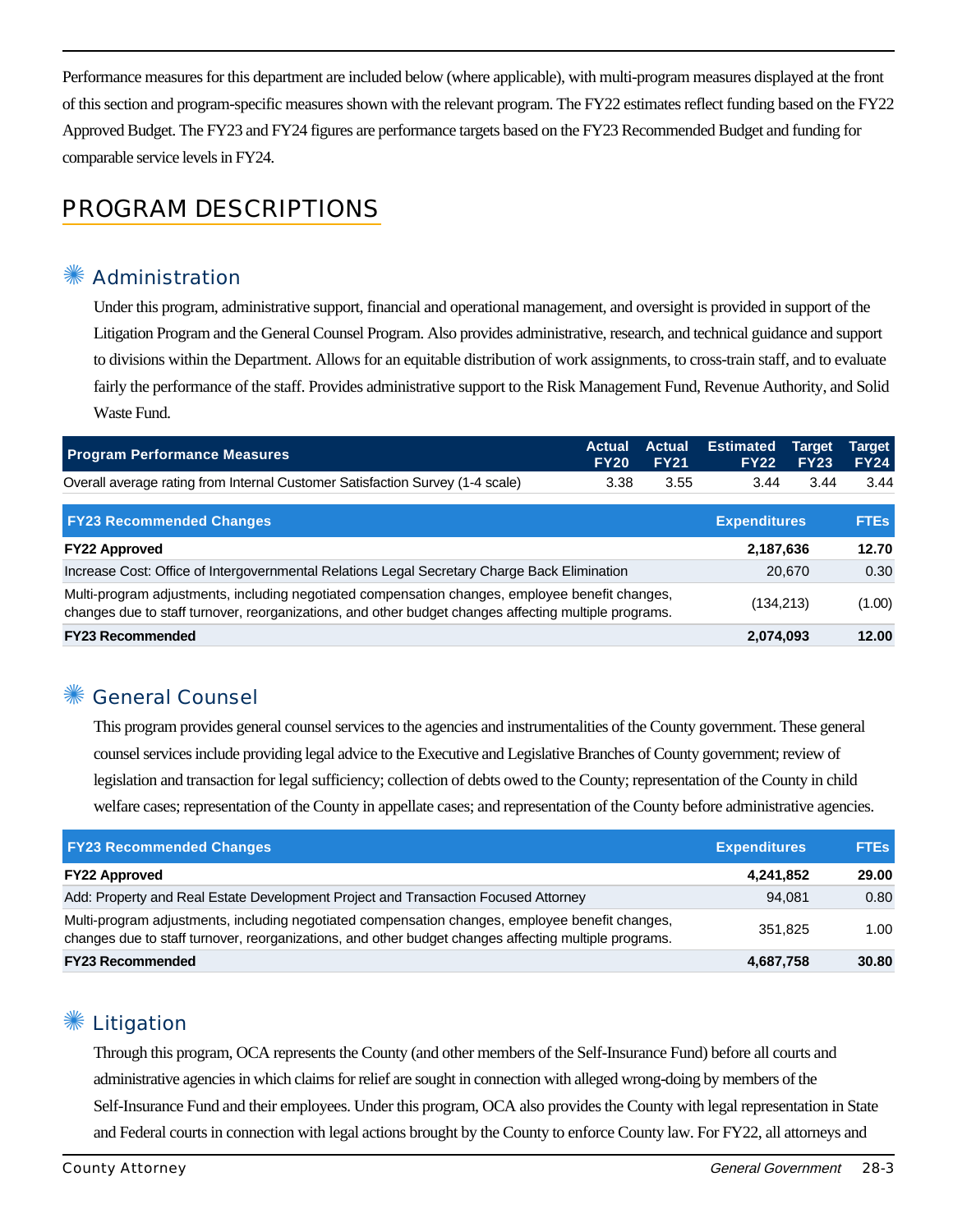Performance measures for this department are included below (where applicable), with multi-program measures displayed at the front of this section and program-specific measures shown with the relevant program. The FY22 estimates reflect funding based on the FY22 Approved Budget. The FY23 and FY24 figures are performance targets based on the FY23 Recommended Budget and funding for comparable service levels in FY24.

## PROGRAM DESCRIPTIONS

### Administration

Under this program, administrative support, financial and operational management, and oversight is provided in support of the Litigation Program and the General Counsel Program. Also provides administrative, research, and technical guidance and support to divisions within the Department. Allows for an equitable distribution of work assignments, to cross-train staff, and to evaluate fairly the performance of the staff. Provides administrative support to the Risk Management Fund, Revenue Authority, and Solid Waste Fund.

| Program Performance Measures | Actual FY20 | Actual FY21 | Estimated FY22 | Target FY23 | Target FY24 |
|---|---|---|---|---|---|
| Overall average rating from Internal Customer Satisfaction Survey (1-4 scale) | 3.38 | 3.55 | 3.44 | 3.44 | 3.44 |

| FY23 Recommended Changes | Expenditures | FTEs |
|---|---|---|
| **FY22 Approved** | **2,187,636** | **12.70** |
| Increase Cost: Office of Intergovernmental Relations Legal Secretary Charge Back Elimination | 20,670 | 0.30 |
| Multi-program adjustments, including negotiated compensation changes, employee benefit changes, changes due to staff turnover, reorganizations, and other budget changes affecting multiple programs. | (134,213) | (1.00) |
| **FY23 Recommended** | **2,074,093** | **12.00** |

### General Counsel

This program provides general counsel services to the agencies and instrumentalities of the County government. These general counsel services include providing legal advice to the Executive and Legislative Branches of County government; review of legislation and transaction for legal sufficiency; collection of debts owed to the County; representation of the County in child welfare cases; representation of the County in appellate cases; and representation of the County before administrative agencies.

| FY23 Recommended Changes | Expenditures | FTEs |
|---|---|---|
| **FY22 Approved** | **4,241,852** | **29.00** |
| Add: Property and Real Estate Development Project and Transaction Focused Attorney | 94,081 | 0.80 |
| Multi-program adjustments, including negotiated compensation changes, employee benefit changes, changes due to staff turnover, reorganizations, and other budget changes affecting multiple programs. | 351,825 | 1.00 |
| **FY23 Recommended** | **4,687,758** | **30.80** |

### Litigation

Through this program, OCA represents the County (and other members of the Self-Insurance Fund) before all courts and administrative agencies in which claims for relief are sought in connection with alleged wrong-doing by members of the Self-Insurance Fund and their employees. Under this program, OCA also provides the County with legal representation in State and Federal courts in connection with legal actions brought by the County to enforce County law. For FY22, all attorneys and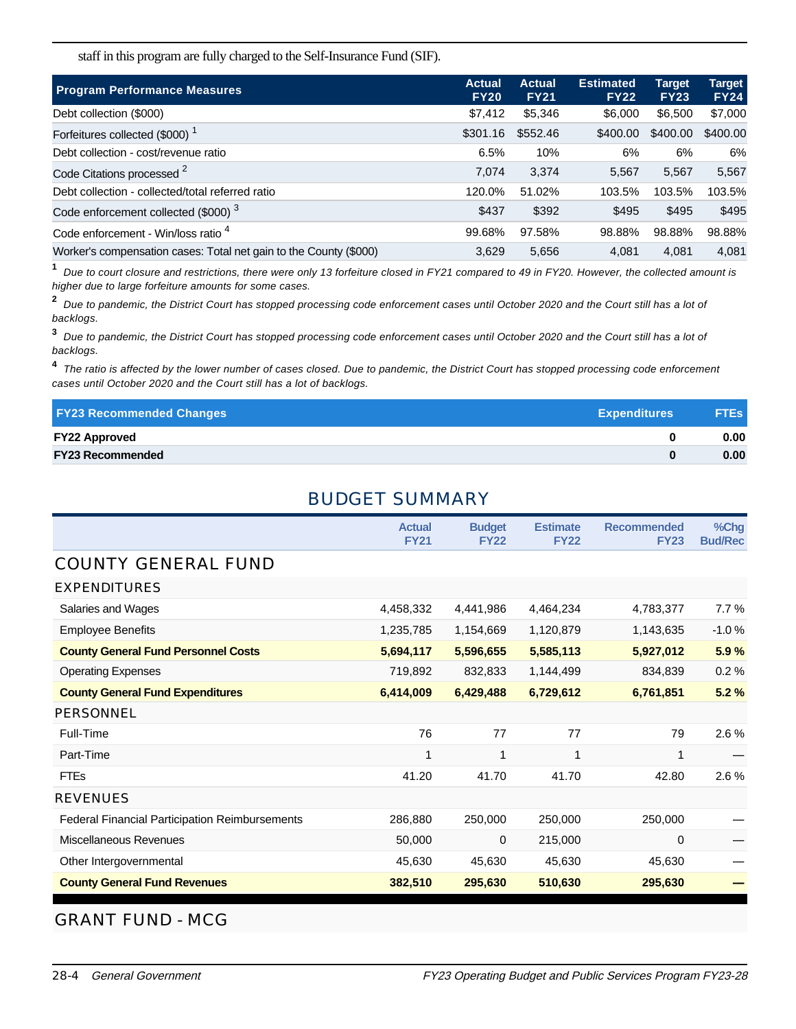staff in this program are fully charged to the Self-Insurance Fund (SIF).

| Program Performance Measures | Actual FY20 | Actual FY21 | Estimated FY22 | Target FY23 | Target FY24 |
|---|---|---|---|---|---|
| Debt collection ($000) | $7,412 | $5,346 | $6,000 | $6,500 | $7,000 |
| Forfeitures collected ($000) [1] | $301.16 | $552.46 | $400.00 | $400.00 | $400.00 |
| Debt collection - cost/revenue ratio | 6.5% | 10% | 6% | 6% | 6% |
| Code Citations processed [2] | 7,074 | 3,374 | 5,567 | 5,567 | 5,567 |
| Debt collection - collected/total referred ratio | 120.0% | 51.02% | 103.5% | 103.5% | 103.5% |
| Code enforcement collected ($000) [3] | $437 | $392 | $495 | $495 | $495 |
| Code enforcement - Win/loss ratio [4] | 99.68% | 97.58% | 98.88% | 98.88% | 98.88% |
| Worker's compensation cases: Total net gain to the County ($000) | 3,629 | 5,656 | 4,081 | 4,081 | 4,081 |

[1] *Due to court closure and restrictions, there were only 13 forfeiture closed in FY21 compared to 49 in FY20. However, the collected amount is higher due to large forfeiture amounts for some cases.*

[2] *Due to pandemic, the District Court has stopped processing code enforcement cases until October 2020 and the Court still has a lot of backlogs.*

[3] *Due to pandemic, the District Court has stopped processing code enforcement cases until October 2020 and the Court still has a lot of backlogs.*

[4] *The ratio is affected by the lower number of cases closed. Due to pandemic, the District Court has stopped processing code enforcement cases until October 2020 and the Court still has a lot of backlogs.*

| FY23 Recommended Changes | Expenditures | FTEs |
|---|---|---|
| **FY22 Approved** | **0** | **0.00** |
| **FY23 Recommended** | **0** | **0.00** |

## BUDGET SUMMARY

| | Actual FY21 | Budget FY22 | Estimate FY22 | Recommended FY23 | %Chg Bud/Rec |
|---|---|---|---|---|---|
| **COUNTY GENERAL FUND** | | | | | |
| **EXPENDITURES** | | | | | |
| Salaries and Wages | 4,458,332 | 4,441,986 | 4,464,234 | 4,783,377 | 7.7 % |
| Employee Benefits | 1,235,785 | 1,154,669 | 1,120,879 | 1,143,635 | -1.0 % |
| **County General Fund Personnel Costs** | **5,694,117** | **5,596,655** | **5,585,113** | **5,927,012** | **5.9 %** |
| Operating Expenses | 719,892 | 832,833 | 1,144,499 | 834,839 | 0.2 % |
| **County General Fund Expenditures** | **6,414,009** | **6,429,488** | **6,729,612** | **6,761,851** | **5.2 %** |
| **PERSONNEL** | | | | | |
| Full-Time | 76 | 77 | 77 | 79 | 2.6 % |
| Part-Time | 1 | 1 | 1 | 1 | — |
| FTEs | 41.20 | 41.70 | 41.70 | 42.80 | 2.6 % |
| **REVENUES** | | | | | |
| Federal Financial Participation Reimbursements | 286,880 | 250,000 | 250,000 | 250,000 | — |
| Miscellaneous Revenues | 50,000 | 0 | 215,000 | 0 | — |
| Other Intergovernmental | 45,630 | 45,630 | 45,630 | 45,630 | — |
| **County General Fund Revenues** | **382,510** | **295,630** | **510,630** | **295,630** | **—** |

### GRANT FUND - MCG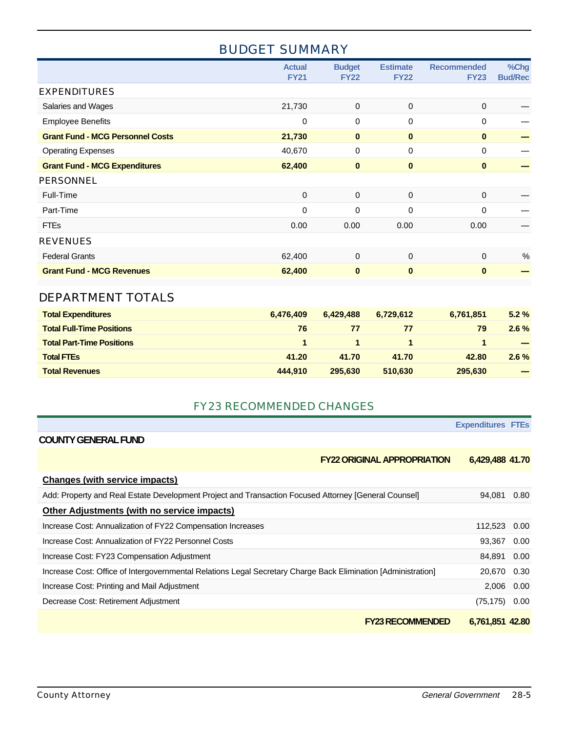## BUDGET SUMMARY

| | Actual FY21 | Budget FY22 | Estimate FY22 | Recommended FY23 | %Chg Bud/Rec |
|---|---|---|---|---|---|
| **EXPENDITURES** | | | | | |
| Salaries and Wages | 21,730 | 0 | 0 | 0 | — |
| Employee Benefits | 0 | 0 | 0 | 0 | — |
| **Grant Fund - MCG Personnel Costs** | **21,730** | **0** | **0** | **0** | **—** |
| Operating Expenses | 40,670 | 0 | 0 | 0 | — |
| **Grant Fund - MCG Expenditures** | **62,400** | **0** | **0** | **0** | **—** |
| **PERSONNEL** | | | | | |
| Full-Time | 0 | 0 | 0 | 0 | — |
| Part-Time | 0 | 0 | 0 | 0 | — |
| FTEs | 0.00 | 0.00 | 0.00 | 0.00 | — |
| **REVENUES** | | | | | |
| Federal Grants | 62,400 | 0 | 0 | 0 | % |
| **Grant Fund - MCG Revenues** | **62,400** | **0** | **0** | **0** | **—** |

## DEPARTMENT TOTALS

| | Actual FY21 | Budget FY22 | Estimate FY22 | Recommended FY23 | %Chg Bud/Rec |
|---|---|---|---|---|---|
| **Total Expenditures** | **6,476,409** | **6,429,488** | **6,729,612** | **6,761,851** | **5.2 %** |
| **Total Full-Time Positions** | **76** | **77** | **77** | **79** | **2.6 %** |
| **Total Part-Time Positions** | **1** | **1** | **1** | **1** | **—** |
| **Total FTEs** | **41.20** | **41.70** | **41.70** | **42.80** | **2.6 %** |
| **Total Revenues** | **444,910** | **295,630** | **510,630** | **295,630** | **—** |

## FY23 RECOMMENDED CHANGES

| | Expenditures | FTEs |
|---|---|---|
| **COUNTY GENERAL FUND** | | |
| **FY22 ORIGINAL APPROPRIATION** | **6,429,488** | **41.70** |
| **Changes (with service impacts)** | | |
| Add: Property and Real Estate Development Project and Transaction Focused Attorney [General Counsel] | 94,081 | 0.80 |
| **Other Adjustments (with no service impacts)** | | |
| Increase Cost: Annualization of FY22 Compensation Increases | 112,523 | 0.00 |
| Increase Cost: Annualization of FY22 Personnel Costs | 93,367 | 0.00 |
| Increase Cost: FY23 Compensation Adjustment | 84,891 | 0.00 |
| Increase Cost: Office of Intergovernmental Relations Legal Secretary Charge Back Elimination [Administration] | 20,670 | 0.30 |
| Increase Cost: Printing and Mail Adjustment | 2,006 | 0.00 |
| Decrease Cost: Retirement Adjustment | (75,175) | 0.00 |
| **FY23 RECOMMENDED** | **6,761,851** | **42.80** |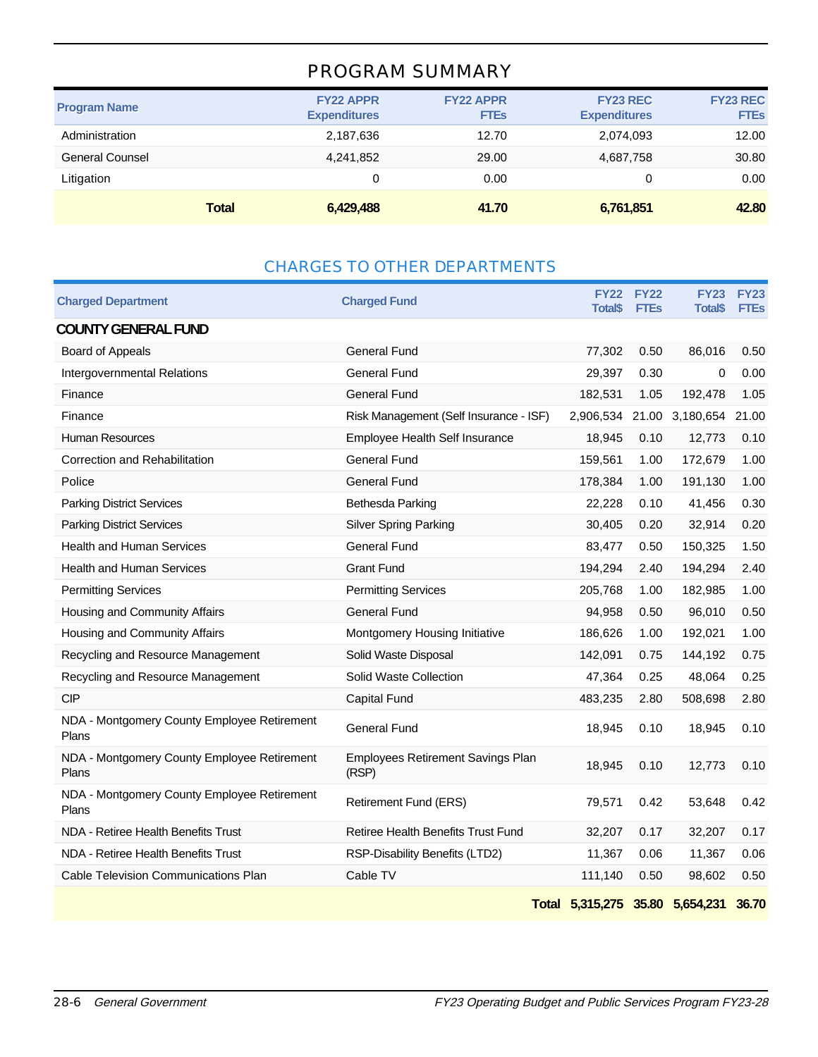## PROGRAM SUMMARY

| Program Name | FY22 APPR Expenditures | FY22 APPR FTEs | FY23 REC Expenditures | FY23 REC FTEs |
|---|---|---|---|---|
| Administration | 2,187,636 | 12.70 | 2,074,093 | 12.00 |
| General Counsel | 4,241,852 | 29.00 | 4,687,758 | 30.80 |
| Litigation | 0 | 0.00 | 0 | 0.00 |
| **Total** | **6,429,488** | **41.70** | **6,761,851** | **42.80** |

## CHARGES TO OTHER DEPARTMENTS

| Charged Department | Charged Fund | FY22 Total$ | FY22 FTEs | FY23 Total$ | FY23 FTEs |
|---|---|---|---|---|---|
| **COUNTY GENERAL FUND** | | | | | |
| Board of Appeals | General Fund | 77,302 | 0.50 | 86,016 | 0.50 |
| Intergovernmental Relations | General Fund | 29,397 | 0.30 | 0 | 0.00 |
| Finance | General Fund | 182,531 | 1.05 | 192,478 | 1.05 |
| Finance | Risk Management (Self Insurance - ISF) | 2,906,534 | 21.00 | 3,180,654 | 21.00 |
| Human Resources | Employee Health Self Insurance | 18,945 | 0.10 | 12,773 | 0.10 |
| Correction and Rehabilitation | General Fund | 159,561 | 1.00 | 172,679 | 1.00 |
| Police | General Fund | 178,384 | 1.00 | 191,130 | 1.00 |
| Parking District Services | Bethesda Parking | 22,228 | 0.10 | 41,456 | 0.30 |
| Parking District Services | Silver Spring Parking | 30,405 | 0.20 | 32,914 | 0.20 |
| Health and Human Services | General Fund | 83,477 | 0.50 | 150,325 | 1.50 |
| Health and Human Services | Grant Fund | 194,294 | 2.40 | 194,294 | 2.40 |
| Permitting Services | Permitting Services | 205,768 | 1.00 | 182,985 | 1.00 |
| Housing and Community Affairs | General Fund | 94,958 | 0.50 | 96,010 | 0.50 |
| Housing and Community Affairs | Montgomery Housing Initiative | 186,626 | 1.00 | 192,021 | 1.00 |
| Recycling and Resource Management | Solid Waste Disposal | 142,091 | 0.75 | 144,192 | 0.75 |
| Recycling and Resource Management | Solid Waste Collection | 47,364 | 0.25 | 48,064 | 0.25 |
| CIP | Capital Fund | 483,235 | 2.80 | 508,698 | 2.80 |
| NDA - Montgomery County Employee Retirement Plans | General Fund | 18,945 | 0.10 | 18,945 | 0.10 |
| NDA - Montgomery County Employee Retirement Plans | Employees Retirement Savings Plan (RSP) | 18,945 | 0.10 | 12,773 | 0.10 |
| NDA - Montgomery County Employee Retirement Plans | Retirement Fund (ERS) | 79,571 | 0.42 | 53,648 | 0.42 |
| NDA - Retiree Health Benefits Trust | Retiree Health Benefits Trust Fund | 32,207 | 0.17 | 32,207 | 0.17 |
| NDA - Retiree Health Benefits Trust | RSP-Disability Benefits (LTD2) | 11,367 | 0.06 | 11,367 | 0.06 |
| Cable Television Communications Plan | Cable TV | 111,140 | 0.50 | 98,602 | 0.50 |
| | **Total** | **5,315,275** | **35.80** | **5,654,231** | **36.70** |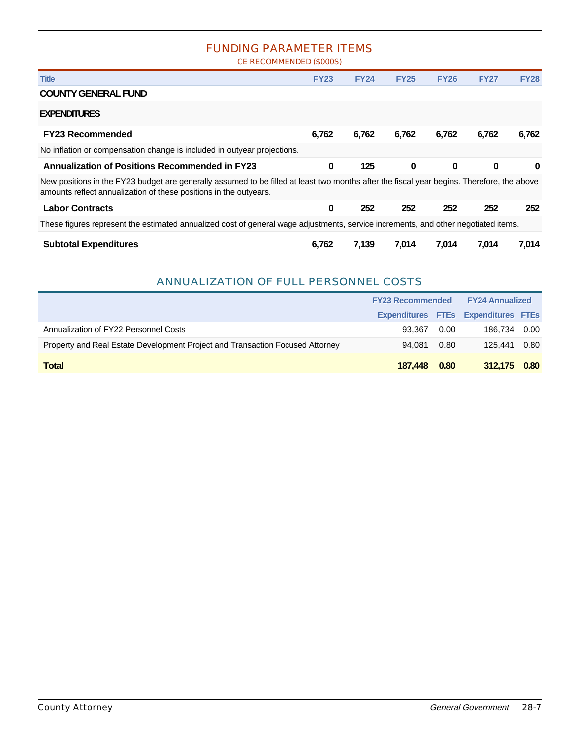## FUNDING PARAMETER ITEMS

CE RECOMMENDED ($000S)

| Title | FY23 | FY24 | FY25 | FY26 | FY27 | FY28 |
|---|---|---|---|---|---|---|
| **COUNTY GENERAL FUND** | | | | | | |
| **EXPENDITURES** | | | | | | |
| **FY23 Recommended** | **6,762** | **6,762** | **6,762** | **6,762** | **6,762** | **6,762** |
| No inflation or compensation change is included in outyear projections. | | | | | | |
| **Annualization of Positions Recommended in FY23** | **0** | **125** | **0** | **0** | **0** | **0** |
| New positions in the FY23 budget are generally assumed to be filled at least two months after the fiscal year begins. Therefore, the above amounts reflect annualization of these positions in the outyears. | | | | | | |
| **Labor Contracts** | **0** | **252** | **252** | **252** | **252** | **252** |
| These figures represent the estimated annualized cost of general wage adjustments, service increments, and other negotiated items. | | | | | | |
| **Subtotal Expenditures** | **6,762** | **7,139** | **7,014** | **7,014** | **7,014** | **7,014** |

## ANNUALIZATION OF FULL PERSONNEL COSTS

| | FY23 Recommended | | FY24 Annualized | |
|---|---|---|---|---|
| | Expenditures | FTEs | Expenditures | FTEs |
| Annualization of FY22 Personnel Costs | 93,367 | 0.00 | 186,734 | 0.00 |
| Property and Real Estate Development Project and Transaction Focused Attorney | 94,081 | 0.80 | 125,441 | 0.80 |
| **Total** | **187,448** | **0.80** | **312,175** | **0.80** |